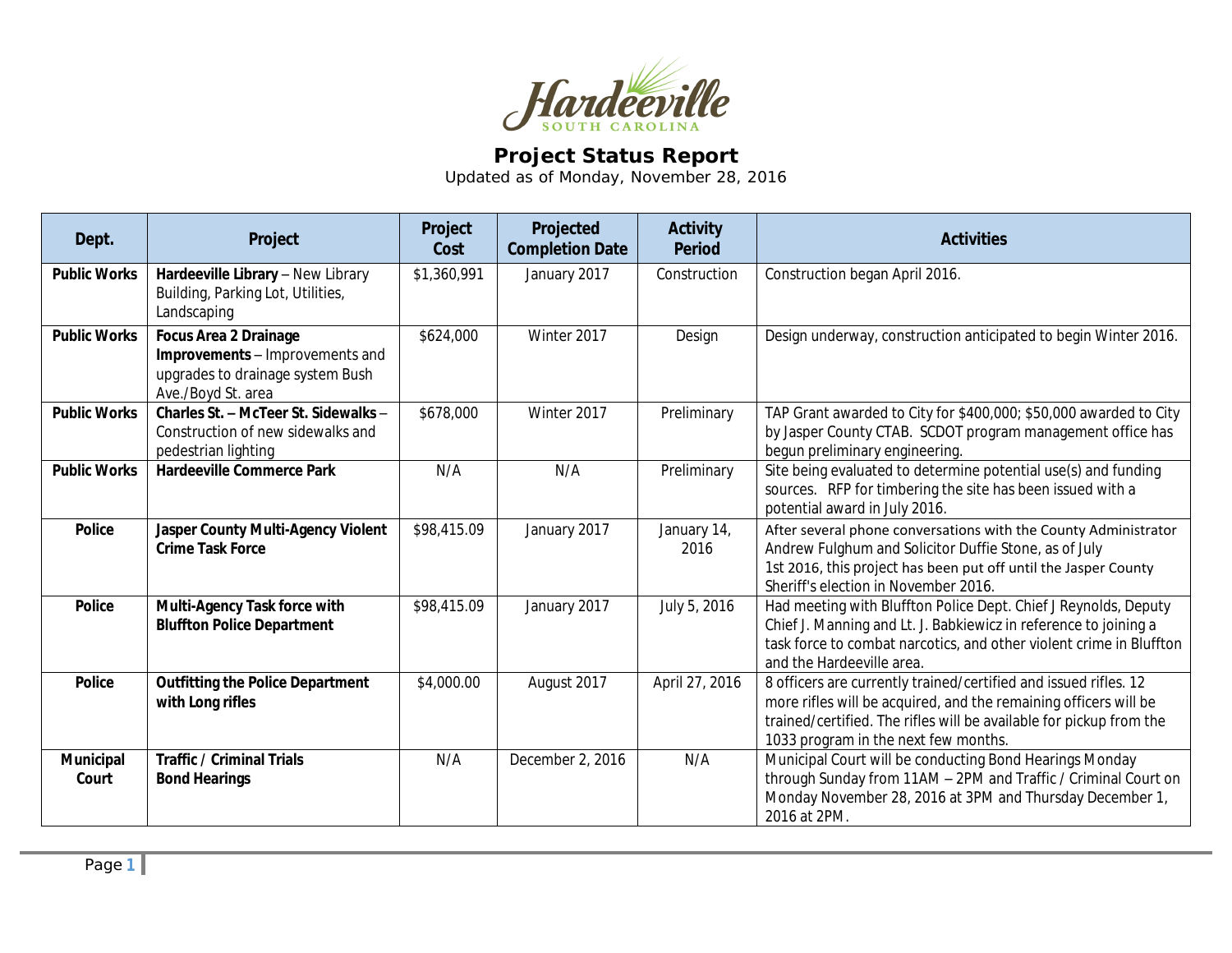Hardeeville
SOUTH CAROLINA

# Project Status Report

Updated as of Monday, November 28, 2016

| Dept. | Project | Project Cost | Projected Completion Date | Activity Period | Activities |
|---|---|---|---|---|---|
| **Public Works** | **Hardeeville Library** – New Library Building, Parking Lot, Utilities, Landscaping | $1,360,991 | January 2017 | Construction | Construction began April 2016. |
| **Public Works** | **Focus Area 2 Drainage Improvements** – Improvements and upgrades to drainage system Bush Ave./Boyd St. area | $624,000 | Winter 2017 | Design | Design underway, construction anticipated to begin Winter 2016. |
| **Public Works** | **Charles St. – McTeer St. Sidewalks** – Construction of new sidewalks and pedestrian lighting | $678,000 | Winter 2017 | Preliminary | TAP Grant awarded to City for $400,000; $50,000 awarded to City by Jasper County CTAB. SCDOT program management office has begun preliminary engineering. |
| **Public Works** | **Hardeeville Commerce Park** | N/A | N/A | Preliminary | Site being evaluated to determine potential use(s) and funding sources. RFP for timbering the site has been issued with a potential award in July 2016. |
| **Police** | **Jasper County Multi-Agency Violent Crime Task Force** | $98,415.09 | January 2017 | January 14, 2016 | After several phone conversations with the County Administrator Andrew Fulghum and Solicitor Duffie Stone, as of July 1st 2016, this project has been put off until the Jasper County Sheriff's election in November 2016. |
| **Police** | **Multi-Agency Task force with Bluffton Police Department** | $98,415.09 | January 2017 | July 5, 2016 | Had meeting with Bluffton Police Dept. Chief J Reynolds, Deputy Chief J. Manning and Lt. J. Babkiewicz in reference to joining a task force to combat narcotics, and other violent crime in Bluffton and the Hardeeville area. |
| **Police** | **Outfitting the Police Department with Long rifles** | $4,000.00 | August 2017 | April 27, 2016 | 8 officers are currently trained/certified and issued rifles. 12 more rifles will be acquired, and the remaining officers will be trained/certified. The rifles will be available for pickup from the 1033 program in the next few months. |
| **Municipal Court** | **Traffic / Criminal Trials Bond Hearings** | N/A | December 2, 2016 | N/A | Municipal Court will be conducting Bond Hearings Monday through Sunday from 11AM – 2PM and Traffic / Criminal Court on Monday November 28, 2016 at 3PM and Thursday December 1, 2016 at 2PM. |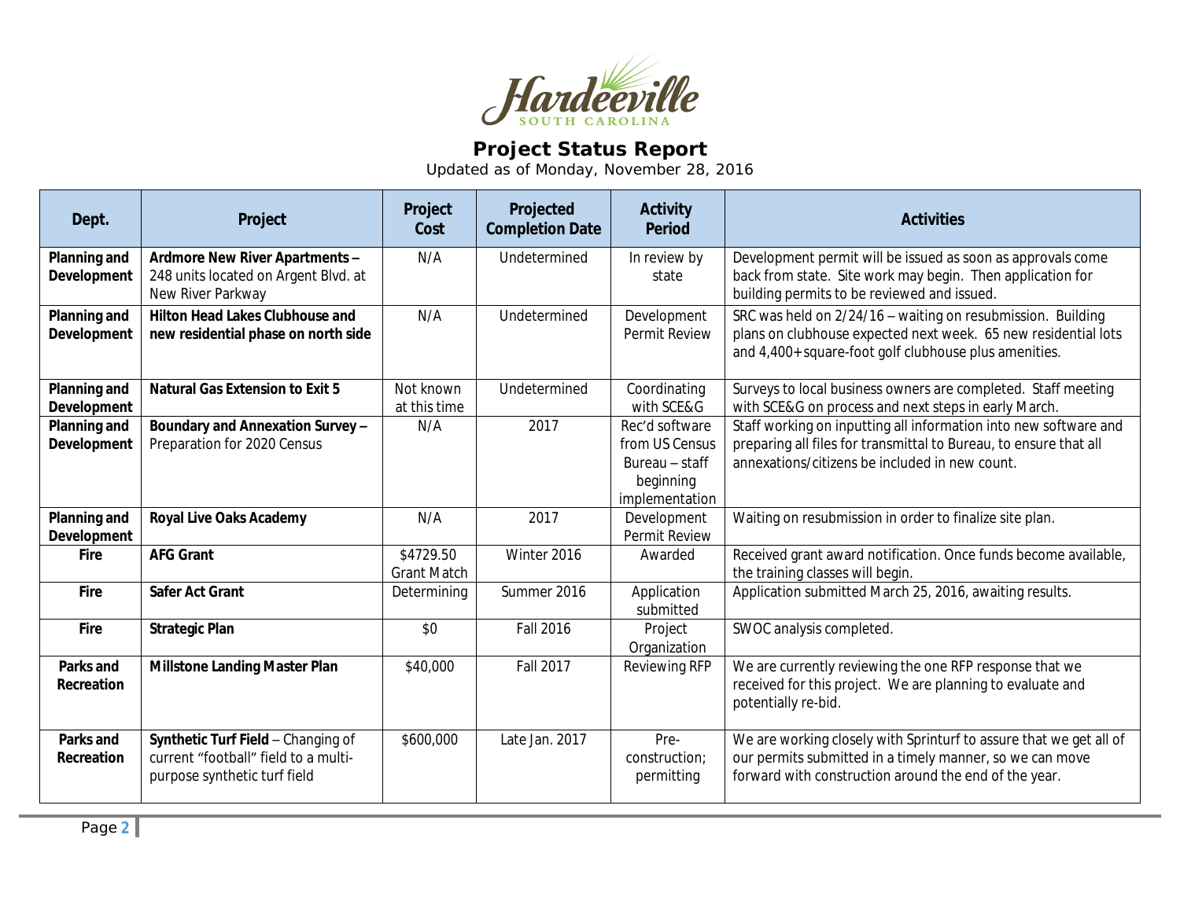Hardeeville
SOUTH CAROLINA

# Project Status Report

Updated as of Monday, November 28, 2016

| Dept. | Project | Project Cost | Projected Completion Date | Activity Period | Activities |
|---|---|---|---|---|---|
| **Planning and Development** | **Ardmore New River Apartments –** 248 units located on Argent Blvd. at New River Parkway | N/A | Undetermined | In review by state | Development permit will be issued as soon as approvals come back from state. Site work may begin. Then application for building permits to be reviewed and issued. |
| **Planning and Development** | **Hilton Head Lakes Clubhouse and new residential phase on north side** | N/A | Undetermined | Development Permit Review | SRC was held on 2/24/16 – waiting on resubmission. Building plans on clubhouse expected next week. 65 new residential lots and 4,400+ square-foot golf clubhouse plus amenities. |
| **Planning and Development** | **Natural Gas Extension to Exit 5** | Not known at this time | Undetermined | Coordinating with SCE&G | Surveys to local business owners are completed. Staff meeting with SCE&G on process and next steps in early March. |
| **Planning and Development** | **Boundary and Annexation Survey –** Preparation for 2020 Census | N/A | 2017 | Rec'd software from US Census Bureau – staff beginning implementation | Staff working on inputting all information into new software and preparing all files for transmittal to Bureau, to ensure that all annexations/citizens be included in new count. |
| **Planning and Development** | **Royal Live Oaks Academy** | N/A | 2017 | Development Permit Review | Waiting on resubmission in order to finalize site plan. |
| **Fire** | **AFG Grant** | $4729.50 Grant Match | Winter 2016 | Awarded | Received grant award notification. Once funds become available, the training classes will begin. |
| **Fire** | **Safer Act Grant** | Determining | Summer 2016 | Application submitted | Application submitted March 25, 2016, awaiting results. |
| **Fire** | **Strategic Plan** | $0 | Fall 2016 | Project Organization | SWOC analysis completed. |
| **Parks and Recreation** | **Millstone Landing Master Plan** | $40,000 | Fall 2017 | Reviewing RFP | We are currently reviewing the one RFP response that we received for this project. We are planning to evaluate and potentially re-bid. |
| **Parks and Recreation** | **Synthetic Turf Field** – Changing of current "football" field to a multi-purpose synthetic turf field | $600,000 | Late Jan. 2017 | Pre-construction; permitting | We are working closely with Sprinturf to assure that we get all of our permits submitted in a timely manner, so we can move forward with construction around the end of the year. |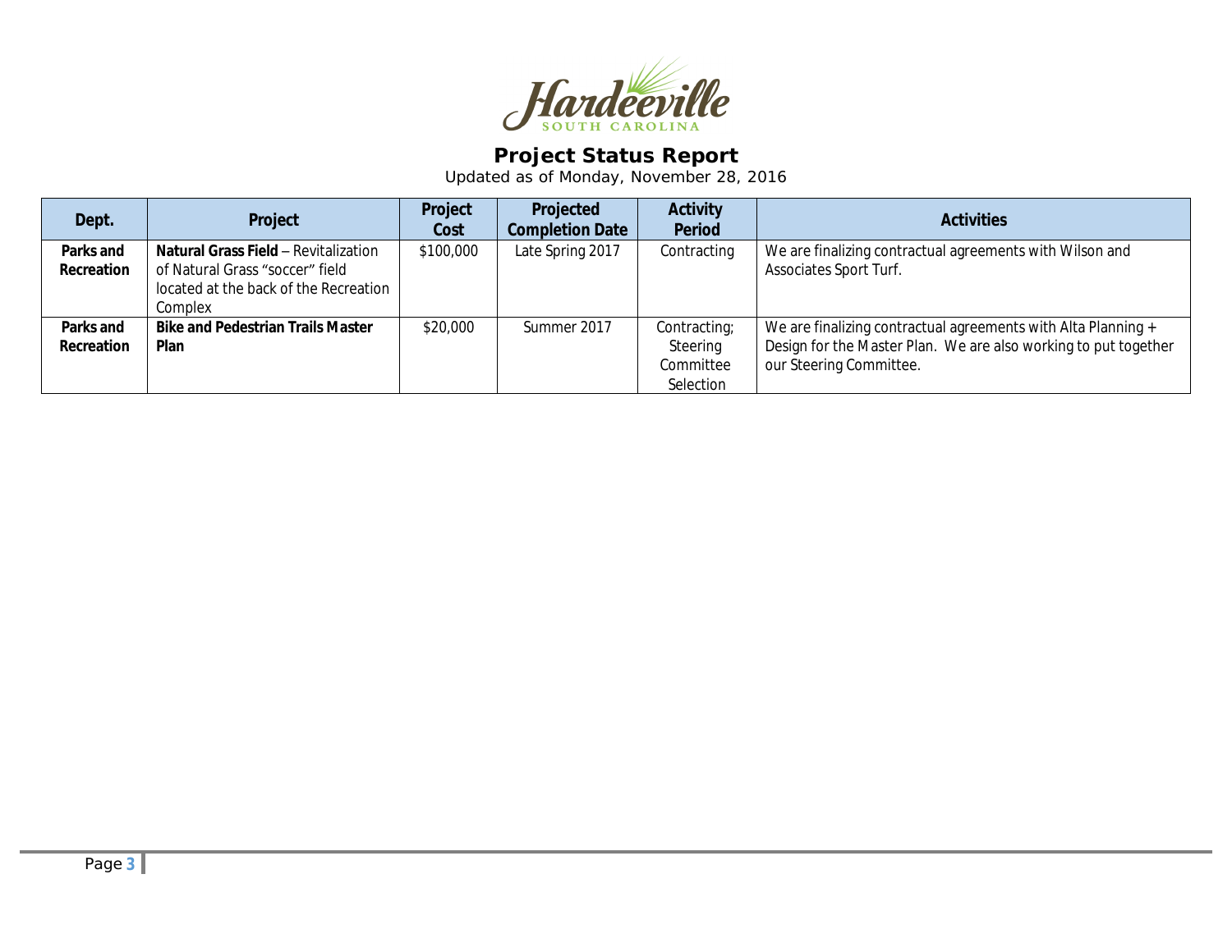# Project Status Report

Updated as of Monday, November 28, 2016

| Dept. | Project | Project Cost | Projected Completion Date | Activity Period | Activities |
|---|---|---|---|---|---|
| **Parks and Recreation** | **Natural Grass Field** – Revitalization of Natural Grass "soccer" field located at the back of the Recreation Complex | $100,000 | Late Spring 2017 | Contracting | We are finalizing contractual agreements with Wilson and Associates Sport Turf. |
| **Parks and Recreation** | **Bike and Pedestrian Trails Master Plan** | $20,000 | Summer 2017 | Contracting; Steering Committee Selection | We are finalizing contractual agreements with Alta Planning + Design for the Master Plan. We are also working to put together our Steering Committee. |